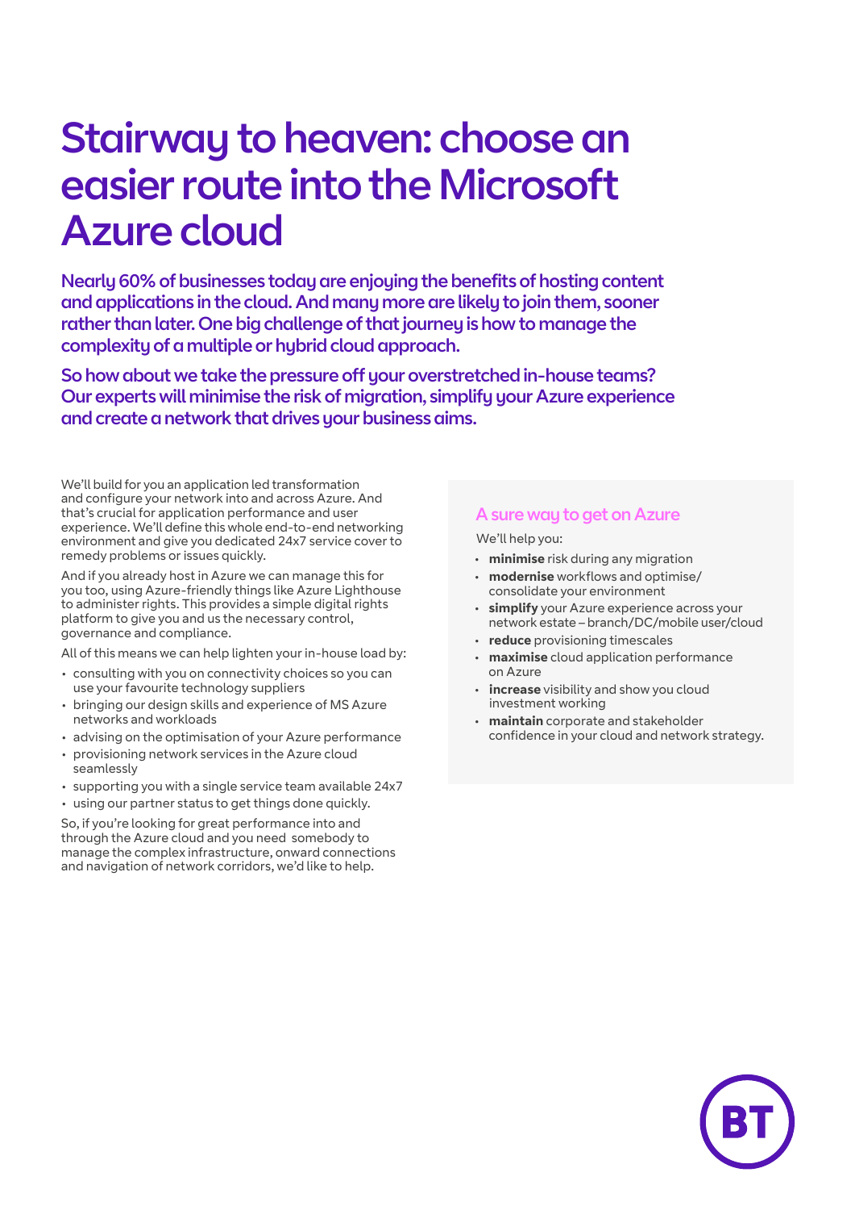# Stairway to heaven: choose an easier route into the Microsoft Azure cloud

**Nearly 60% of businesses today are enjoying the benefits of hosting content and applications in the cloud. And many more are likely to join them, sooner rather than later. One big challenge of that journey is how to manage the complexity of a multiple or hybrid cloud approach.**

**So how about we take the pressure off your overstretched in-house teams? Our experts will minimise the risk of migration, simplify your Azure experience and create a network that drives your business aims.**

We'll build for you an application led transformation and configure your network into and across Azure. And that's crucial for application performance and user experience. We'll define this whole end-to-end networking environment and give you dedicated 24x7 service cover to remedy problems or issues quickly.

And if you already host in Azure we can manage this for you too, using Azure-friendly things like Azure Lighthouse to administer rights. This provides a simple digital rights platform to give you and us the necessary control, governance and compliance.

All of this means we can help lighten your in-house load by:

- consulting with you on connectivity choices so you can use your favourite technology suppliers
- bringing our design skills and experience of MS Azure networks and workloads
- advising on the optimisation of your Azure performance
- provisioning network services in the Azure cloud seamlessly
- supporting you with a single service team available 24x7
- using our partner status to get things done quickly.

So, if you're looking for great performance into and through the Azure cloud and you need somebody to manage the complex infrastructure, onward connections and navigation of network corridors, we'd like to help.

## A sure way to get on Azure

We'll help you:

- **minimise** risk during any migration
- **modernise** workflows and optimise/consolidate your environment
- **simplify** your Azure experience across your network estate – branch/DC/mobile user/cloud
- **reduce** provisioning timescales
- **maximise** cloud application performance on Azure
- **increase** visibility and show you cloud investment working
- **maintain** corporate and stakeholder confidence in your cloud and network strategy.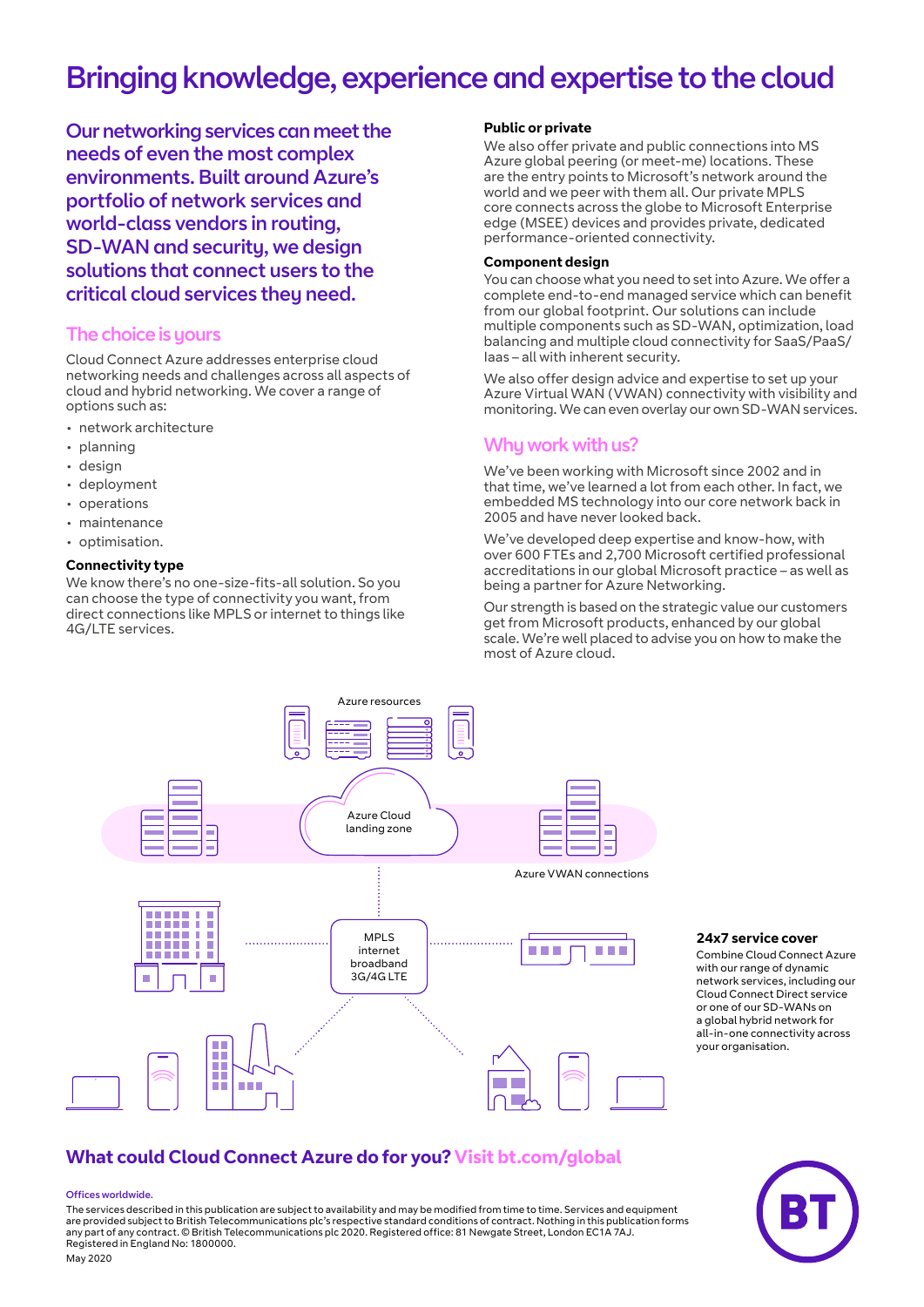# Bringing knowledge, experience and expertise to the cloud

**Our networking services can meet the needs of even the most complex environments. Built around Azure's portfolio of network services and world-class vendors in routing, SD-WAN and security, we design solutions that connect users to the critical cloud services they need.**

## The choice is yours

Cloud Connect Azure addresses enterprise cloud networking needs and challenges across all aspects of cloud and hybrid networking. We cover a range of options such as:

- network architecture
- planning
- design
- deployment
- operations
- maintenance
- optimisation.

### Connectivity type

We know there's no one-size-fits-all solution. So you can choose the type of connectivity you want, from direct connections like MPLS or internet to things like 4G/LTE services.

### Public or private

We also offer private and public connections into MS Azure global peering (or meet-me) locations. These are the entry points to Microsoft's network around the world and we peer with them all. Our private MPLS core connects across the globe to Microsoft Enterprise edge (MSEE) devices and provides private, dedicated performance-oriented connectivity.

### Component design

You can choose what you need to set into Azure. We offer a complete end-to-end managed service which can benefit from our global footprint. Our solutions can include multiple components such as SD-WAN, optimization, load balancing and multiple cloud connectivity for SaaS/PaaS/Iaas – all with inherent security.

We also offer design advice and expertise to set up your Azure Virtual WAN (VWAN) connectivity with visibility and monitoring. We can even overlay our own SD-WAN services.

## Why work with us?

We've been working with Microsoft since 2002 and in that time, we've learned a lot from each other. In fact, we embedded MS technology into our core network back in 2005 and have never looked back.

We've developed deep expertise and know-how, with over 600 FTEs and 2,700 Microsoft certified professional accreditations in our global Microsoft practice – as well as being a partner for Azure Networking.

Our strength is based on the strategic value our customers get from Microsoft products, enhanced by our global scale. We're well placed to advise you on how to make the most of Azure cloud.

Azure resources

Azure Cloud landing zone

Azure VWAN connections

MPLS
internet
broadband
3G/4G LTE

### 24x7 service cover

Combine Cloud Connect Azure with our range of dynamic network services, including our Cloud Connect Direct service or one of our SD-WANs on a global hybrid network for all-in-one connectivity across your organisation.

## What could Cloud Connect Azure do for you? Visit bt.com/global

Offices worldwide.

The services described in this publication are subject to availability and may be modified from time to time. Services and equipment are provided subject to British Telecommunications plc's respective standard conditions of contract. Nothing in this publication forms any part of any contract. © British Telecommunications plc 2020. Registered office: 81 Newgate Street, London EC1A 7AJ. Registered in England No: 1800000.

May 2020